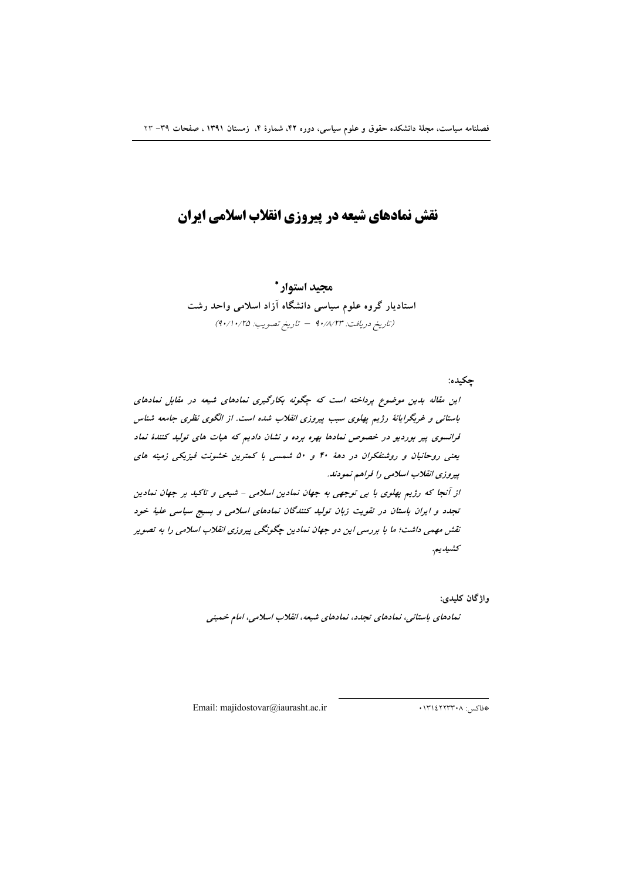# نقش نمادهای شیعه در پیروزی انقلاب اسلامی ایران

**مجید استوار[*]**

**استادیار گروه علوم سیاسی دانشگاه آزاد اسلامی واحد رشت**

*(تاریخ دریافت: ۹۰/۸/۲۳ – تاریخ تصویب: ۹۰/۱۰/۲۵)*

**چکیده:**

*این مقاله بدین موضوع پرداخته است که چگونه بکارگیری نمادهای شیعه در مقابل نمادهای باستانی و غربگرایانهٔ رژیم پهلوی سبب پیروزی انقلاب شده است. از الگوی نظری جامعه شناس فرانسوی پیر بوردیو در خصوص نمادها بهره برده و نشان دادیم که هیات های تولید کنندهٔ نماد یعنی روحانیان و روشنفکران در دههٔ ۴۰ و ۵۰ شمسی با کمترین خشونت فیزیکی زمینه های پیروزی انقلاب اسلامی را فراهم نمودند.*

*از آنجا که رژیم پهلوی با بی توجهی به جهان نمادین اسلامی – شیعی و تاکید بر جهان نمادین تجدد و ایران باستان در تقویت زبان تولید کنندگان نمادهای اسلامی و بسیج سیاسی علیهٔ خود نقش مهمی داشت؛ ما با بررسی این دو جهان نمادین چگونگی پیروزی انقلاب اسلامی را به تصویر کشیدیم.*

**واژگان کلیدی:**

*نمادهای باستانی، نمادهای تجدد، نمادهای شیعه، انقلاب اسلامی، امام خمینی*

---

[*]فاکس: ۰۱۳۱۴۲۲۳۳۰۸

Email: majidostovar@iaurasht.ac.ir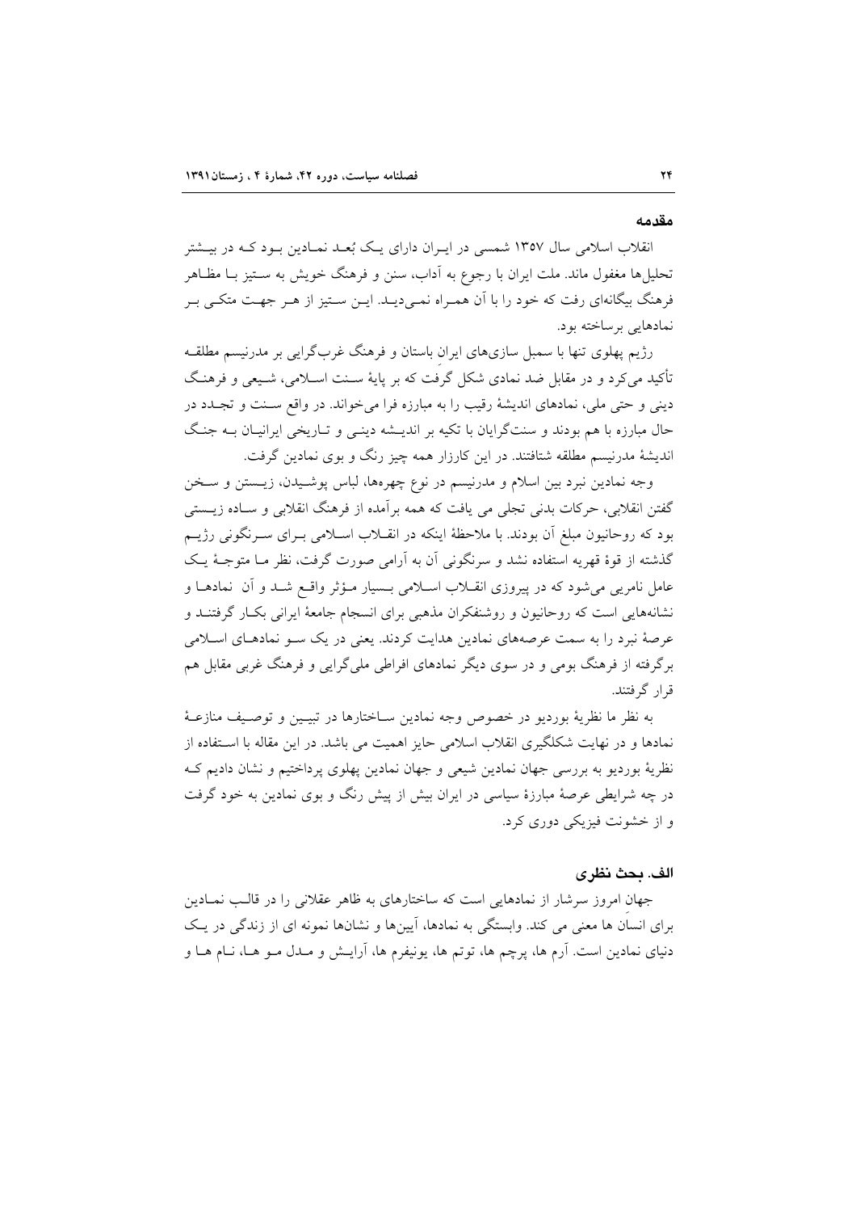## مقدمه

انقلاب اسلامی سال ۱۳۵۷ شمسی در ایـران دارای یـک بُعـد نمـادین بـود کـه در بیـشتر تحلیل‌ها مغفول ماند. ملت ایران با رجوع به آداب، سنن و فرهنگ خویش به سـتیز بـا مظـاهر فرهنگ بیگانه‌ای رفت که خود را با آن همـراه نمـی‌دیـد. ایـن سـتیز از هـر جهـت متکـی بـر نمادهایی برساخته بود.

رژیم پهلوی تنها با سمبل سازی‌های ایران باستان و فرهنگ غرب‌گرایی بر مدرنیسم مطلقـه تأکید می‌کرد و در مقابل ضد نمادی شکل گرفت که بر پایهٔ سـنت اسـلامی، شـیعی و فرهنـگ دینی و حتی ملی، نمادهای اندیشهٔ رقیب را به مبارزه فرا می‌خواند. در واقع سـنت و تجـدد در حال مبارزه با هم بودند و سنت‌گرایان با تکیه بر اندیـشه دینـی و تـاریخی ایرانیـان بـه جنـگ اندیشهٔ مدرنیسم مطلقه شتافتند. در این کارزار همه چیز رنگ و بوی نمادین گرفت.

وجه نمادین نبرد بین اسلام و مدرنیسم در نوع چهره‌ها، لباس پوشـیدن، زیـستن و سـخن گفتن انقلابی، حرکات بدنی تجلی می یافت که همه برآمده از فرهنگ انقلابی و سـاده زیـستی بود که روحانیون مبلغ آن بودند. با ملاحظهٔ اینکه در انقـلاب اسـلامی بـرای سـرنگونی رژیـم گذشته از قوهٔ قهریه استفاده نشد و سرنگونی آن به آرامی صورت گرفت، نظر مـا متوجـهٔ یـک عامل نامریی می‌شود که در پیروزی انقـلاب اسـلامی بـسیار مـؤثر واقـع شـد و آن نمادهـا و نشانه‌هایی است که روحانیون و روشنفکران مذهبی برای انسجام جامعهٔ ایرانی بکـار گرفتنـد و عرصهٔ نبرد را به سمت عرصه‌های نمادین هدایت کردند. یعنی در یک سـو نمادهـای اسـلامی برگرفته از فرهنگ بومی و در سوی دیگر نمادهای افراطی ملی‌گرایی و فرهنگ غربی مقابل هم قرار گرفتند.

به نظر ما نظریهٔ بوردیو در خصوص وجه نمادین سـاختارها در تبیـین و توصـیف منازعـهٔ نمادها و در نهایت شکلگیری انقلاب اسلامی حایز اهمیت می باشد. در این مقاله با اسـتفاده از نظریهٔ بوردیو به بررسی جهان نمادین شیعی و جهان نمادین پهلوی پرداختیم و نشان دادیم کـه در چه شرایطی عرصهٔ مبارزهٔ سیاسی در ایران بیش از پیش رنگ و بوی نمادین به خود گرفت و از خشونت فیزیکی دوری کرد.

## الف. بحث نظری

جهان امروز سرشار از نمادهایی است که ساختارهای به ظاهر عقلانی را در قالـب نمـادین برای انسان ها معنی می کند. وابستگی به نمادها، آیین‌ها و نشان‌ها نمونه ای از زندگی در یـک دنیای نمادین است. آرم ها، پرچم ها، توتم ها، یونیفرم ها، آرایـش و مـدل مـو هـا، نـام هـا و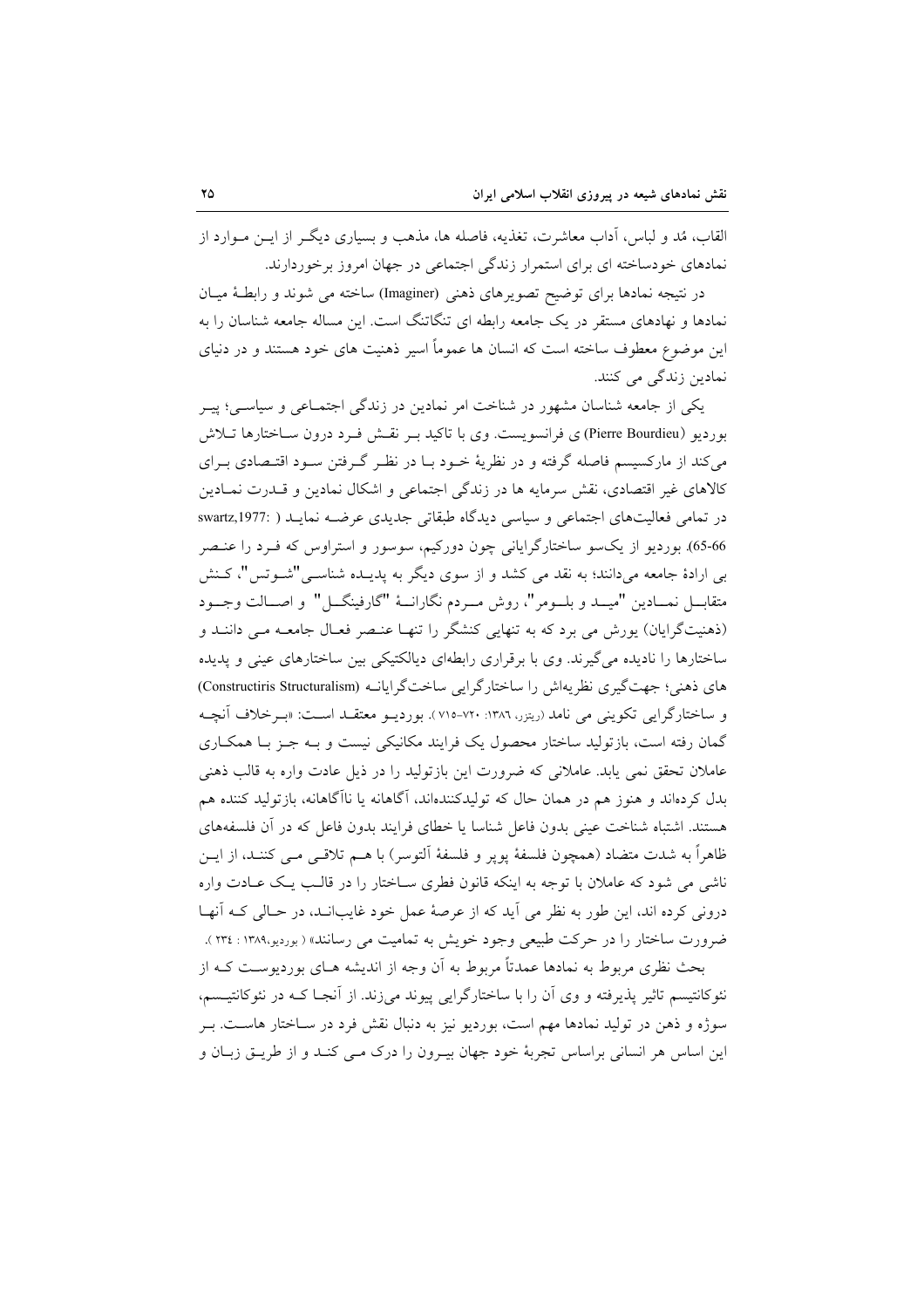القاب، مُد و لباس، آداب معاشرت، تغذیه، فاصله ها، مذهب و بسیاری دیگـر از ایـن مـوارد از نمادهای خودساخته ای برای استمرار زندگی اجتماعی در جهان امروز برخوردارند.

در نتیجه نمادها برای توضیح تصویرهای ذهنی (Imaginer) ساخته می شوند و رابطهٔ میـان نمادها و نهادهای مستقر در یک جامعه رابطه ای تنگاتنگ است. این مساله جامعه شناسان را به این موضوع معطوف ساخته است که انسان ها عموماً اسیر ذهنیت های خود هستند و در دنیای نمادین زندگی می کنند.

یکی از جامعه شناسان مشهور در شناخت امر نمادین در زندگی اجتمـاعی و سیاسـی؛ پیـر بوردیو (Pierre Bourdieu) ی فرانسویست. وی با تاکید بـر نقـش فـرد درون سـاختارها تـلاش می‌کند از مارکسیسم فاصله گرفته و در نظریهٔ خـود بـا در نظـر گـرفتن سـود اقتـصادی بـرای کالاهای غیر اقتصادی، نقش سرمایه ها در زندگی اجتماعی و اشکال نمادین و قـدرت نمـادین در تمامی فعالیت‌های اجتماعی و سیاسی دیدگاه طبقاتی جدیدی عرضـه نمایـد ( swartz,1977: 65-66). بوردیو از یک‌سو ساختارگرایانی چون دورکیم، سوسور و استراوس که فـرد را عنـصر بی ارادهٔ جامعه می‌دانند؛ به نقد می کشد و از سوی دیگر به پدیـده شناسـی"شـوتس"، کـنش متقابـل نمـادین "میـد و بلـومر"، روش مـردم نگارانـهٔ "گارفینگـل" و اصـالت وجـود (ذهنیت‌گرایان) یورش می برد که به تنهایی کنشگر را تنهـا عنـصر فعـال جامعـه مـی داننـد و ساختارها را نادیده می‌گیرند. وی با برقراری رابطه‌ای دیالکتیکی بین ساختارهای عینی و پدیده های ذهنی؛ جهت‌گیری نظریه‌اش را ساختارگرایی ساخت‌گرایانـه (Constructiris Structuralism) و ساختارگرایی تکوینی می نامد (ریتزر، ۱۳۸٦: ۷۲۰-۷۱۵). بوردیـو معتقـد اسـت: «بـرخلاف آنچـه گمان رفته است، بازتولید ساختار محصول یک فرایند مکانیکی نیست و بـه جـز بـا همکـاری عاملان تحقق نمی یابد. عاملانی که ضرورت این بازتولید را در ذیل عادت واره به قالب ذهنی بدل کرده‌اند و هنوز هم در همان حال که تولیدکننده‌اند، آگاهانه یا ناآگاهانه، بازتولید کننده هم هستند. اشتباه شناخت عینی بدون فاعل شناسا یا خطای فرایند بدون فاعل که در آن فلسفه‌های ظاهراً به شدت متضاد (همچون فلسفهٔ پوپر و فلسفهٔ آلتوسر) با هـم تلاقـی مـی کننـد، از ایـن ناشی می شود که عاملان با توجه به اینکه قانون فطری سـاختار را در قالـب یـک عـادت واره درونی کرده اند، این طور به نظر می آید که از عرصهٔ عمل خود غایب‌انـد، در حـالی کـه آنهـا ضرورت ساختار را در حرکت طبیعی وجود خویش به تمامیت می رسانند» ( بوردیو،۱۳۸۹ : ۲۳٤ ).

بحث نظری مربوط به نمادها عمدتاً مربوط به آن وجه از اندیشه هـای بوردیوسـت کـه از نئوکانتیسم تاثیر پذیرفته و وی آن را با ساختارگرایی پیوند می‌زند. از آنجـا کـه در نئوکانتیـسم، سوژه و ذهن در تولید نمادها مهم است، بوردیو نیز به دنبال نقش فرد در سـاختار هاسـت. بـر این اساس هر انسانی براساس تجربهٔ خود جهان بیـرون را درک مـی کنـد و از طریـق زبـان و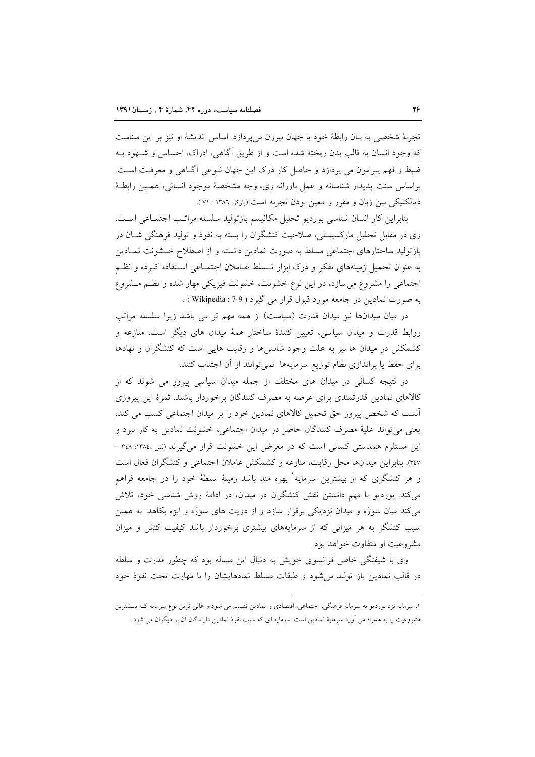تجربهٔ شخصی به بیان رابطهٔ خود با جهان بیرون می‌پردازد. اساس اندیشهٔ او نیز بر این مبناست که وجود انسان به قالب بدن ریخته شده است و از طریق آگاهی، ادراک، احساس و شهود به ضبط و فهم پیرامون می پردازد و حاصل کار درک این جهان نوعی آگاهی و معرفت است. براساس سنت پدیدار شناسانه و عمل باورانه وی، وجه مشخصهٔ موجود انسانی، همین رابطهٔ دیالکتیکی بین زبان و مقرر و معین بودن تجربه است (پارکر، ۱۳۸٦ : ۷۱).

بنابراین کار انسان شناسی بوردیو تحلیل مکانیسم بازتولید سلسله مراتب اجتماعی است. وی در مقابل تحلیل مارکسیستی، صلاحیت کنشگران را بسته به نفوذ و تولید فرهنگی شان در بازتولید ساختارهای اجتماعی مسلط به صورت نمادین دانسته و از اصطلاح خشونت نمادین به عنوان تحمیل زمینه‌های تفکر و درک ابزار تسلط عاملان اجتماعی استفاده کرده و نظم اجتماعی را مشروع می‌سازد، در این نوع خشونت، خشونت فیزیکی مهار شده و نظم مشروع به صورت نمادین در جامعه مورد قبول قرار می گیرد ( Wikipedia : 7-9 ) .

در میان میدان‌ها نیز میدان قدرت (سیاست) از همه مهم تر می باشد زیرا سلسله مراتب روابط قدرت و میدان سیاسی، تعیین کنندهٔ ساختار همهٔ میدان های دیگر است. منازعه و کشمکش در میدان ها نیز به علت وجود شانس‌ها و رقابت هایی است که کنشگران و نهادها برای حفظ یا براندازی نظام توزیع سرمایه‌ها نمی‌توانند از آن اجتناب کنند.

در نتیجه کسانی در میدان های مختلف از جمله میدان سیاسی پیروز می شوند که از کالاهای نمادین قدرتمندی برای عرضه به مصرف کنندگان برخوردار باشند. ثمرهٔ این پیروزی آنست که شخص پیروز حق تحمیل کالاهای نمادین خود را بر میدان اجتماعی کسب می کند، یعنی می‌تواند علیهٔ مصرف کنندگان حاضر در میدان اجتماعی، خشونت نمادین به کار ببرد و این مستلزم همدستی کسانی است که در معرض این خشونت قرار می‌گیرند (لش ،۱۳۸٤: ۳٤۸ – ۳٤۷). بنابراین میدان‌ها محل رقابت، منازعه و کشمکش عاملان اجتماعی و کنشگران فعال است و هر کنشگری که از بیشترین سرمایه[۱] بهره مند باشد زمینهٔ سلطهٔ خود را در جامعه فراهم می‌کند. بوردیو با مهم دانستن نقش کنشگران در میدان، در ادامهٔ روش شناسی خود، تلاش می‌کند میان سوژه و میدان نزدیکی برقرار سازد و از دویت های سوژه و ابژه بکاهد. به همین سبب کنشگر به هر میزانی که از سرمایه‌های بیشتری برخوردار باشد کیفیت کنش و میزان مشروعیت او متفاوت خواهد بود.

وی با شیفتگی خاص فرانسوی خویش به دنبال این مساله بود که چطور قدرت و سلطه در قالب نمادین باز تولید می‌شود و طبقات مسلط نمادهایشان را با مهارت تحت نفوذ خود

---

۱. سرمایه نزد بوردیو به سرمایهٔ فرهنگی، اجتماعی، اقتصادی و نمادین تقسیم می شود و عالی ترین نوع سرمایه که بیشترین مشروعیت را به همراه می آورد سرمایهٔ نمادین است. سرمایه ای که سبب نفوذ نمادین دارندگان آن بر دیگران می شود.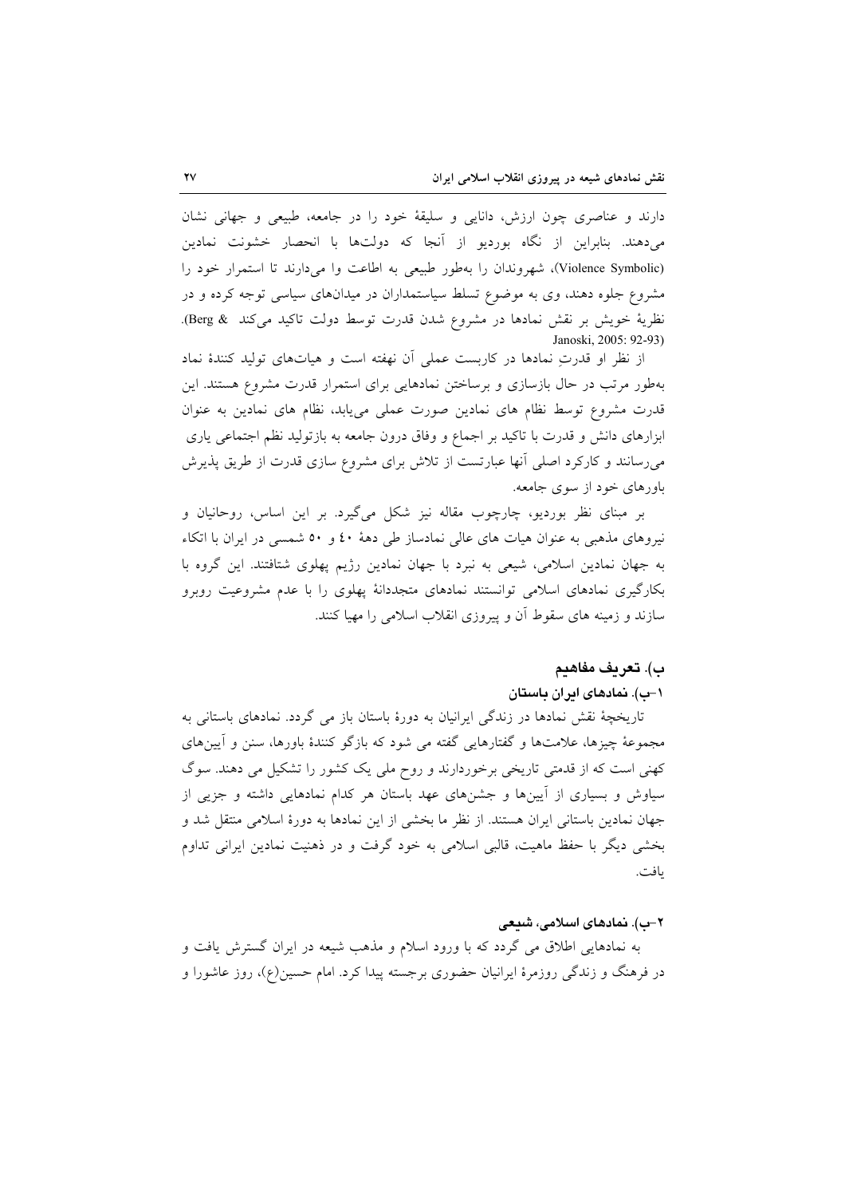دارند و عناصری چون ارزش، دانایی و سلیقهٔ خود را در جامعه، طبیعی و جهانی نشان می‌دهند. بنابراین از نگاه بوردیو از آنجا که دولت‌ها با انحصار خشونت نمادین (Violence Symbolic)، شهروندان را به‌طور طبیعی به اطاعت وا می‌دارند تا استمرار خود را مشروع جلوه دهند، وی به موضوع تسلط سیاستمداران در میدان‌های سیاسی توجه کرده و در نظریهٔ خویش بر نقش نمادها در مشروع شدن قدرت توسط دولت تاکید می‌کند (Berg & Janoski, 2005: 92-93).

از نظر او قدرتِ نمادها در کاربست عملی آن نهفته است و هیات‌های تولید کنندهٔ نماد به‌طور مرتب در حال بازسازی و برساختن نمادهایی برای استمرار قدرت مشروع هستند. این قدرت مشروع توسط نظام های نمادین صورت عملی می‌یابد، نظام های نمادین به عنوان ابزارهای دانش و قدرت با تاکید بر اجماع و وفاق درون جامعه به بازتولید نظم اجتماعی یاری می‌رسانند و کارکرد اصلی آنها عبارتست از تلاش برای مشروع سازی قدرت از طریق پذیرش باورهای خود از سوی جامعه.

بر مبنای نظر بوردیو، چارچوب مقاله نیز شکل می‌گیرد. بر این اساس، روحانیان و نیروهای مذهبی به عنوان هیات های عالی نمادساز طی دههٔ ٤٠ و ٥٠ شمسی در ایران با اتکاء به جهان نمادین اسلامی، شیعی به نبرد با جهان نمادین رژیم پهلوی شتافتند. این گروه با بکارگیری نمادهای اسلامی توانستند نمادهای متجددانهٔ پهلوی را با عدم مشروعیت روبرو سازند و زمینه های سقوط آن و پیروزی انقلاب اسلامی را مهیا کنند.

## ب). تعریف مفاهیم

### ١-ب). نمادهای ایران باستان

تاریخچهٔ نقش نمادها در زندگی ایرانیان به دورهٔ باستان باز می گردد. نمادهای باستانی به مجموعهٔ چیزها، علامت‌ها و گفتارهایی گفته می شود که بازگو کنندهٔ باورها، سنن و آیین‌های کهنی است که از قدمتی تاریخی برخوردارند و روح ملی یک کشور را تشکیل می دهند. سوگ سیاوش و بسیاری از آیین‌ها و جشن‌های عهد باستان هر کدام نمادهایی داشته و جزیی از جهان نمادین باستانی ایران هستند. از نظر ما بخشی از این نمادها به دورهٔ اسلامی منتقل شد و بخشی دیگر با حفظ ماهیت، قالبی اسلامی به خود گرفت و در ذهنیت نمادین ایرانی تداوم یافت.

### ٢-ب). نمادهای اسلامی، شیعی

به نمادهایی اطلاق می گردد که با ورود اسلام و مذهب شیعه در ایران گسترش یافت و در فرهنگ و زندگی روزمرهٔ ایرانیان حضوری برجسته پیدا کرد. امام حسین(ع)، روز عاشورا و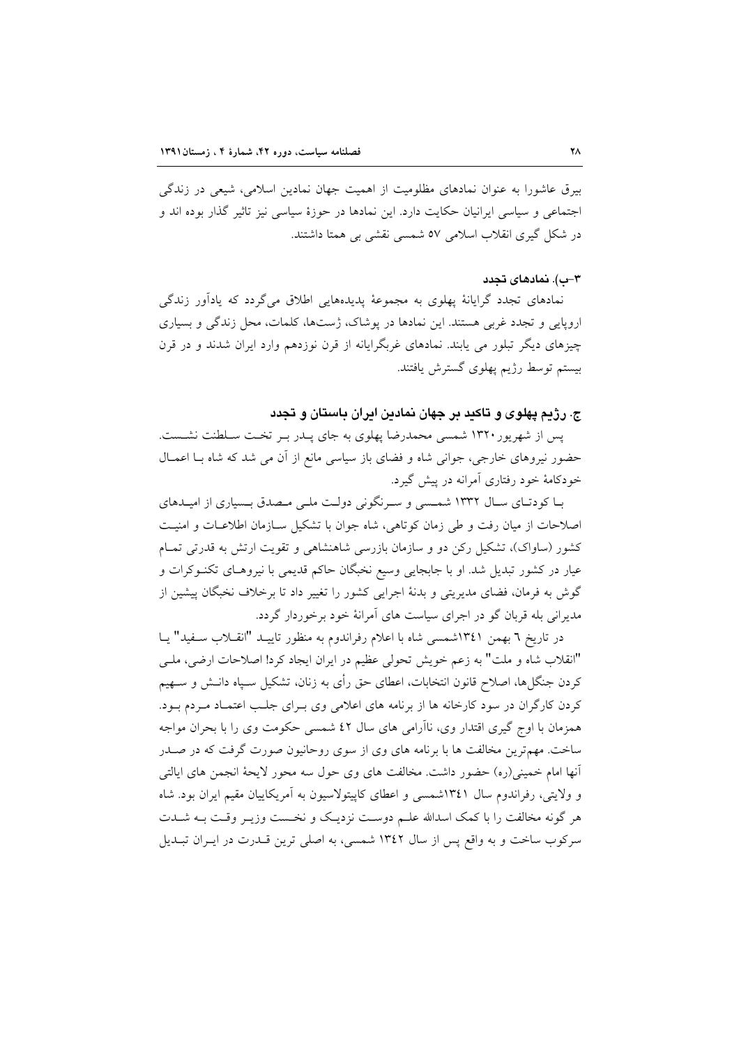بیرق عاشورا به عنوان نمادهای مظلومیت از اهمیت جهان نمادین اسلامی، شیعی در زندگی اجتماعی و سیاسی ایرانیان حکایت دارد. این نمادها در حوزهٔ سیاسی نیز تاثیر گذار بوده اند و در شکل گیری انقلاب اسلامی ۵۷ شمسی نقشی بی همتا داشتند.

### ۳-ب). نمادهای تجدد

نمادهای تجدد گرایانهٔ پهلوی به مجموعهٔ پدیده‌هایی اطلاق می‌گردد که یادآور زندگی اروپایی و تجدد غربی هستند. این نمادها در پوشاک، ژست‌ها، کلمات، محل زندگی و بسیاری چیزهای دیگر تبلور می یابند. نمادهای غربگرایانه از قرن نوزدهم وارد ایران شدند و در قرن بیستم توسط رژیم پهلوی گسترش یافتند.

## ج. رژیم پهلوی و تاکید بر جهان نمادین ایران باستان و تجدد

پس از شهریور ۱۳۲۰ شمسی محمدرضا پهلوی به جای پدر بر تخت سلطنت نشست. حضور نیروهای خارجی، جوانی شاه و فضای باز سیاسی مانع از آن می شد که شاه با اعمال خودکامهٔ خود رفتاری آمرانه در پیش گیرد.

با کودتای سال ۱۳۳۲ شمسی و سرنگونی دولت ملی مصدق بسیاری از امیدهای اصلاحات از میان رفت و طی زمان کوتاهی، شاه جوان با تشکیل سازمان اطلاعات و امنیت کشور (ساواک)، تشکیل رکن دو و سازمان بازرسی شاهنشاهی و تقویت ارتش به قدرتی تمام عیار در کشور تبدیل شد. او با جابجایی وسیع نخبگان حاکم قدیمی با نیروهای تکنوکرات و گوش به فرمان، فضای مدیریتی و بدنهٔ اجرایی کشور را تغییر داد تا برخلاف نخبگان پیشین از مدیرانی بله قربان گو در اجرای سیاست های آمرانهٔ خود برخوردار گردد.

در تاریخ ٦ بهمن ۱۳٤۱شمسی شاه با اعلام رفراندوم به منظور تایید "انقلاب سفید" یا "انقلاب شاه و ملت" به زعم خویش تحولی عظیم در ایران ایجاد کرد! اصلاحات ارضی، ملی کردن جنگل‌ها، اصلاح قانون انتخابات، اعطای حق رأی به زنان، تشکیل سپاه دانش و سهیم کردن کارگران در سود کارخانه ها از برنامه های اعلامی وی برای جلب اعتماد مردم بود. همزمان با اوج گیری اقتدار وی، ناآرامی های سال ٤٢ شمسی حکومت وی را با بحران مواجه ساخت. مهم‌ترین مخالفت ها با برنامه های وی از سوی روحانیون صورت گرفت که در صدر آنها امام خمینی(ره) حضور داشت. مخالفت های وی حول سه محور لایحهٔ انجمن های ایالتی و ولایتی، رفراندوم سال ۱۳٤۱شمسی و اعطای کاپیتولاسیون به آمریکاییان مقیم ایران بود. شاه هر گونه مخالفت را با کمک اسدالله علم دوست نزدیک و نخست وزیر وقت به شدت سرکوب ساخت و به واقع پس از سال ۱۳٤۲ شمسی، به اصلی ترین قدرت در ایران تبدیل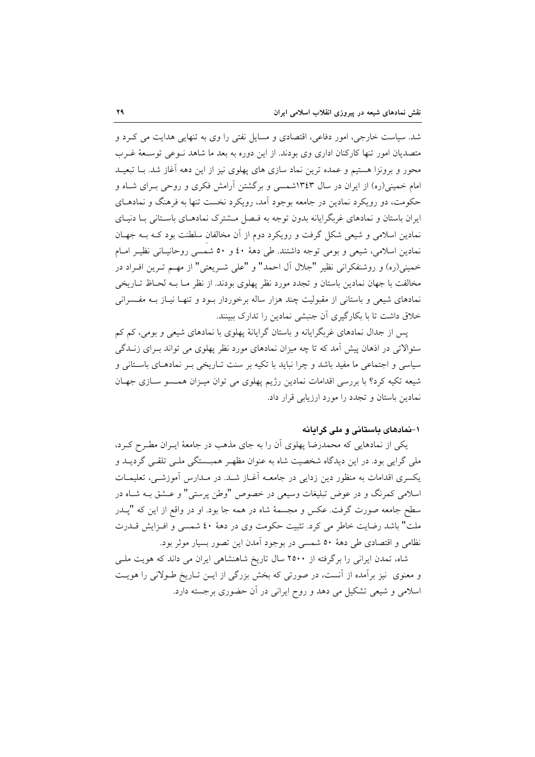شد. سیاست خارجی، امور دفاعی، اقتصادی و مسایل نفتی را وی به تنهایی هدایت می کـرد و متصدیان امور تنها کارکنان اداری وی بودند. از این دوره به بعد ما شاهد نـوعی توسـعهٔ غـرب محور و برونزا هستیم و عمده ترین نماد سازی های پهلوی نیز از این دهه آغاز شد. بـا تبعیـد امام خمینی(ره) از ایران در سال ۱۳٤۳شمسی و برگشتن آرامش فکری و روحی بـرای شـاه و حکومت، دو رویکرد نمادین در جامعه بوجود آمد، رویکرد نخست تنها به فرهنگ و نمادهـای ایران باستان و نمادهای غربگرایانه بدون توجه به فـصل مـشترک نمادهـای باسـتانی بـا دنیـای نمادین اسلامی و شیعی شکل گرفت و رویکرد دوم از آن مخالفان سلطنت بود کـه بـه جهـان نمادین اسلامی، شیعی و بومی توجه داشتند. طی دههٔ ٤۰ و ۵۰ شمسی روحانیـانی نظیـر امـام خمینی(ره) و روشنفکرانی نظیر "جلال آل احمد" و "علی شـریعتی" از مهـم تـرین افـراد در مخالفت با جهان نمادین باستان و تجدد مورد نظر پهلوی بودند. از نظر مـا بـه لحـاظ تـاریخی نمادهای شیعی و باستانی از مقبولیت چند هزار ساله برخوردار بـود و تنهـا نیـاز بـه مفـسرانی خلاق داشت تا با بکارگیری آن جنبشی نمادین را تدارک ببینند.

پس از جدال نمادهای غربگرایانه و باستان گرایانهٔ پهلوی با نمادهای شیعی و بومی، کم کم سئوالاتی در اذهان پیش آمد که تا چه میزان نمادهای مورد نظر پهلوی می تواند بـرای زنـدگی سیاسی و اجتماعی ما مفید باشد و چرا نباید با تکیه بر سنت تـاریخی بـر نمادهـای باسـتانی و شیعه تکیه کرد؟ با بررسی اقدامات نمادین رژیم پهلوی می توان میـزان همـسو سـازی جهـان نمادین باستان و تجدد را مورد ارزیابی قرار داد.

### ۱-نمادهای باستانی و ملی گرایانه

یکی از نمادهایی که محمدرضا پهلوی آن را به جای مذهب در جامعهٔ ایـران مطـرح کـرد، ملی گرایی بود. در این دیدگاه شخصیت شاه به عنوان مظهـر همبـستگی ملـی تلقـی گردیـد و یکسری اقدامات به منظور دین زدایی در جامعـه آغـاز شـد. در مـدارس آموزشـی، تعلیمـات اسلامی کمرنگ و در عوض تبلیغات وسیعی در خصوص "وطن پرستی" و عـشق بـه شـاه در سطح جامعه صورت گرفت. عکس و مجسمهٔ شاه در همه جا بود. او در واقع از این که "پـدر ملت" باشد رضایت خاطر می کرد. تثبیت حکومت وی در دههٔ ٤۰ شمسی و افـزایش قـدرت نظامی و اقتصادی طی دههٔ ۵۰ شمسی در بوجود آمدن این تصور بسیار موثر بود.

شاه، تمدن ایرانی را برگرفته از ۲۵۰۰ سال تاریخ شاهنشاهی ایران می داند که هویت ملـی و معنوی نیز برآمده از آنست، در صورتی که بخش بزرگی از ایـن تـاریخ طـولانی را هویـت اسلامی و شیعی تشکیل می دهد و روح ایرانی در آن حضوری برجسته دارد.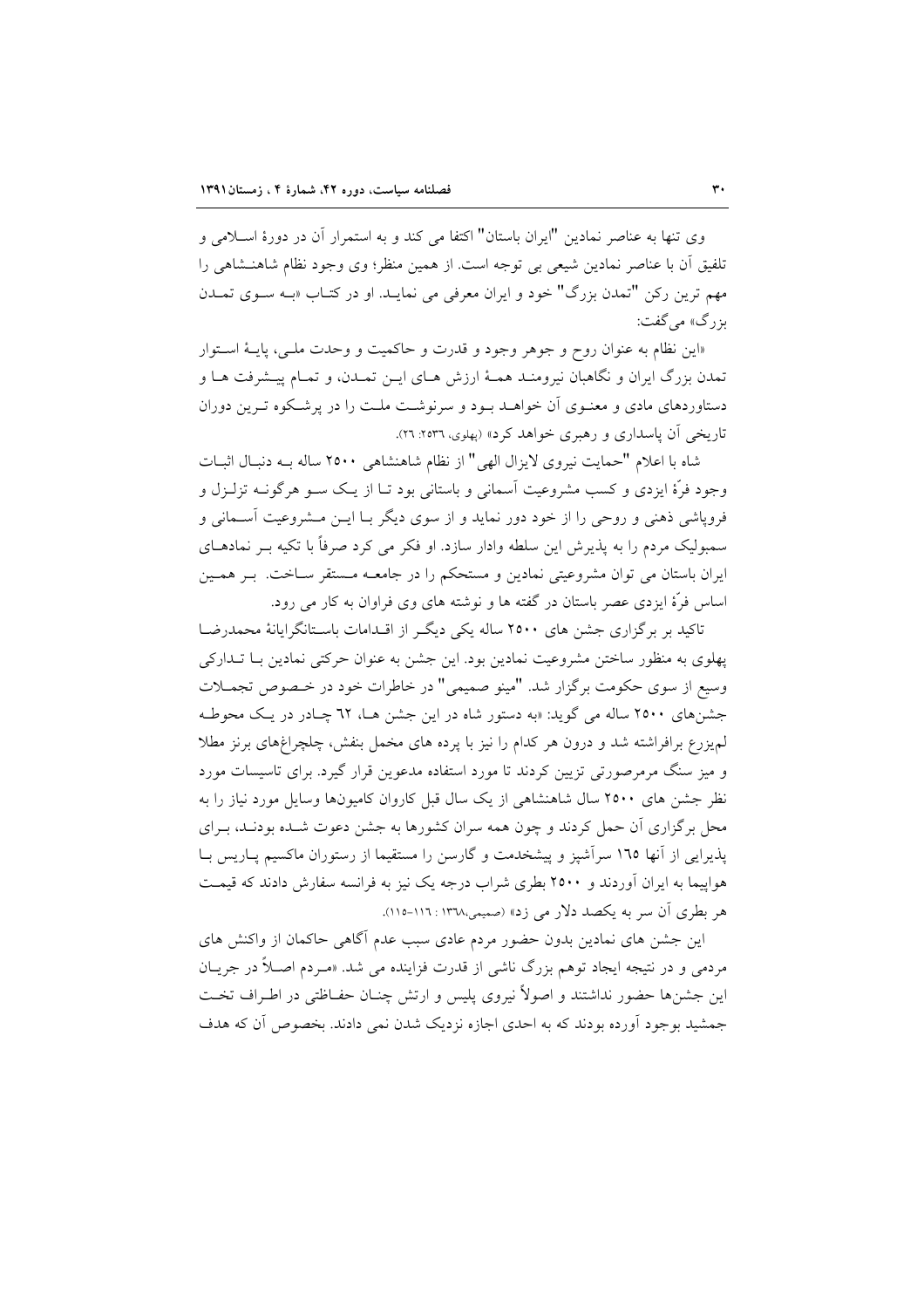وی تنها به عناصر نمادین "ایران باستان" اکتفا می کند و به استمرار آن در دورهٔ اسلامی و تلفیق آن با عناصر نمادین شیعی بی توجه است. از همین منظر؛ وی وجود نظام شاهنشاهی را مهم ترین رکن "تمدن بزرگ" خود و ایران معرفی می نماید. او در کتاب «به سوی تمدن بزرگ» می‌گفت:

«این نظام به عنوان روح و جوهر وجود و قدرت و حاکمیت و وحدت ملی، پایهٔ استوار تمدن بزرگ ایران و نگاهبان نیرومند همهٔ ارزش های این تمدن، و تمام پیشرفت ها و دستاوردهای مادی و معنوی آن خواهد بود و سرنوشت ملت را در پرشکوه ترین دوران تاریخی آن پاسداری و رهبری خواهد کرد» (پهلوی، ۲۵۳۶: ۲۶).

شاه با اعلام "حمایت نیروی لایزال الهی" از نظام شاهنشاهی ۲۵۰۰ ساله به دنبال اثبات وجود فرّهٔ ایزدی و کسب مشروعیت آسمانی و باستانی بود تا از یک سو هرگونه تزلزل و فروپاشی ذهنی و روحی را از خود دور نماید و از سوی دیگر با این مشروعیت آسمانی و سمبولیک مردم را به پذیرش این سلطه وادار سازد. او فکر می کرد صرفاً با تکیه بر نمادهای ایران باستان می توان مشروعیتی نمادین و مستحکم را در جامعه مستقر ساخت. بر همین اساس فرّهٔ ایزدی عصر باستان در گفته ها و نوشته های وی فراوان به کار می رود.

تاکید بر برگزاری جشن های ۲۵۰۰ ساله یکی دیگر از اقدامات باستانگرایانهٔ محمدرضا پهلوی به منظور ساختن مشروعیت نمادین بود. این جشن به عنوان حرکتی نمادین با تدارکی وسیع از سوی حکومت برگزار شد. "مینو صمیمی" در خاطرات خود در خصوص تجملات جشن‌های ۲۵۰۰ ساله می گوید: «به دستور شاه در این جشن ها، ٦٢ چادر در یک محوطه لم‌یزرع برافراشته شد و درون هر کدام را نیز با پرده های مخمل بنفش، چلچراغ‌های برنز مطلا و میز سنگ مرمرصورتی تزیین کردند تا مورد استفاده مدعوین قرار گیرد. برای تاسیسات مورد نظر جشن های ۲۵۰۰ سال شاهنشاهی از یک سال قبل کاروان کامیون‌ها وسایل مورد نیاز را به محل برگزاری آن حمل کردند و چون همه سران کشورها به جشن دعوت شده بودند، برای پذیرایی از آنها ١٦٥ سرآشپز و پیشخدمت و گارسن را مستقیما از رستوران ماکسیم پاریس با هواپیما به ایران آوردند و ۲۵۰۰ بطری شراب درجه یک نیز به فرانسه سفارش دادند که قیمت هر بطری آن سر به یکصد دلار می زد» (صمیمی،۱۳٦۸ : ۱۱٦-۱۱٥).

این جشن های نمادین بدون حضور مردم عادی سبب عدم آگاهی حاکمان از واکنش های مردمی و در نتیجه ایجاد توهم بزرگ ناشی از قدرت فزاینده می شد. «مردم اصلاً در جریان این جشن‌ها حضور نداشتند و اصولاً نیروی پلیس و ارتش چنان حفاظتی در اطراف تخت جمشید بوجود آورده بودند که به احدی اجازه نزدیک شدن نمی دادند. بخصوص آن که هدف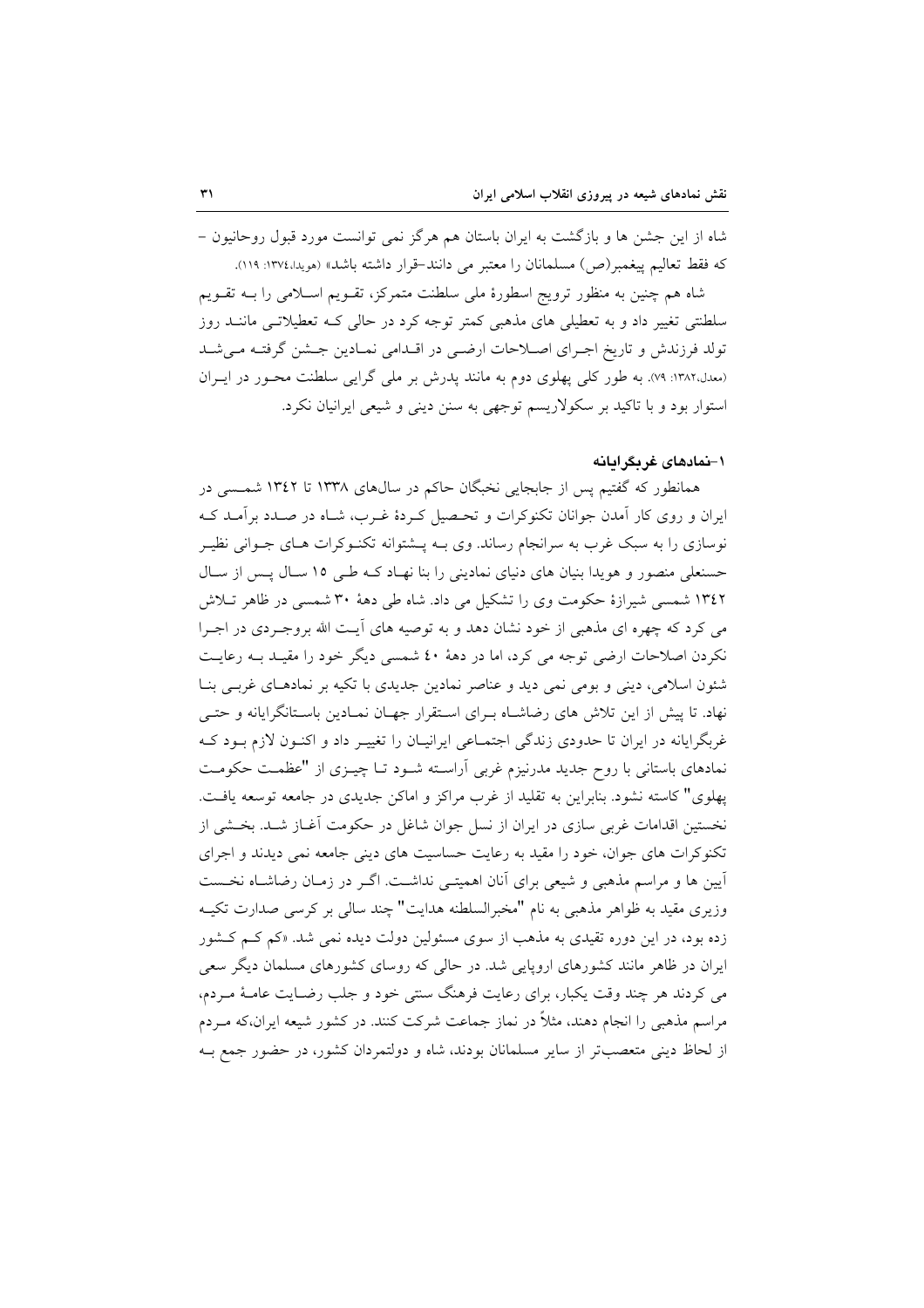شاه از این جشن ها و بازگشت به ایران باستان هم هرگز نمی توانست مورد قبول روحانیون – که فقط تعالیم پیغمبر(ص) مسلمانان را معتبر می دانند–قرار داشته باشد» (هویدا،۱۳۷٤: ۱۱۹).

شاه هم چنین به منظور ترویج اسطورهٔ ملی سلطنت متمرکز، تقـویم اسـلامی را بـه تقـویم سلطنتی تغییر داد و به تعطیلی های مذهبی کمتر توجه کرد در حالی کـه تعطیلاتـی ماننـد روز تولد فرزندش و تاریخ اجـرای اصـلاحات ارضـی در اقـدامی نمـادین جـشن گرفتـه مـی‌شـد (معدل،۱۳۸۲: ۷۹). به طور کلی پهلوی دوم به مانند پدرش بر ملی گرایی سلطنت محـور در ایـران استوار بود و با تاکید بر سکولاریسم توجهی به سنن دینی و شیعی ایرانیان نکرد.

### ۱–نمادهای غربگرایانه

همانطور که گفتیم پس از جابجایی نخبگان حاکم در سال‌های ۱۳۳۸ تا ۱۳٤۲ شمـسی در ایران و روی کار آمدن جوانان تکنوکرات و تحـصیل کـردهٔ غـرب، شـاه در صـدد برآمـد کـه نوسازی را به سبک غرب به سرانجام رساند. وی بـه پـشتوانه تکنـوکرات هـای جـوانی نظیـر حسنعلی منصور و هویدا بنیان های دنیای نمادینی را بنا نهـاد کـه طـی ۱۵ سـال پـس از سـال ۱۳٤۲ شمسی شیرازهٔ حکومت وی را تشکیل می داد. شاه طی دههٔ ۳۰ شمسی در ظاهر تـلاش می کرد که چهره ای مذهبی از خود نشان دهد و به توصیه های آیـت الله بروجـردی در اجـرا نکردن اصلاحات ارضی توجه می کرد، اما در دههٔ ٤۰ شمسی دیگر خود را مقیـد بـه رعایـت شئون اسلامی، دینی و بومی نمی دید و عناصر نمادین جدیدی با تکیه بر نمادهـای غربـی بنـا نهاد. تا پیش از این تلاش های رضاشـاه بـرای اسـتقرار جهـان نمـادین باسـتانگرایانه و حتـی غربگرایانه در ایران تا حدودی زندگی اجتمـاعی ایرانیـان را تغییـر داد و اکنـون لازم بـود کـه نمادهای باستانی با روح جدید مدرنیزم غربی آراسـته شـود تـا چیـزی از "عظمـت حکومـت پهلوی" کاسته نشود. بنابراین به تقلید از غرب مراکز و اماکن جدیدی در جامعه توسعه یافـت. نخستین اقدامات غربی سازی در ایران از نسل جوان شاغل در حکومت آغـاز شـد. بخـشی از تکنوکرات های جوان، خود را مقید به رعایت حساسیت های دینی جامعه نمی دیدند و اجرای آیین ها و مراسم مذهبی و شیعی برای آنان اهمیتـی نداشـت. اگـر در زمـان رضاشـاه نخـست وزیری مقید به ظواهر مذهبی به نام "مخبرالسلطنه هدایت" چند سالی بر کرسی صدارت تکیـه زده بود، در این دوره تقیدی به مذهب از سوی مسئولین دولت دیده نمی شد. «کم کـم کـشور ایران در ظاهر مانند کشورهای اروپایی شد. در حالی که روسای کشورهای مسلمان دیگر سعی می کردند هر چند وقت یکبار، برای رعایت فرهنگ سنتی خود و جلب رضـایت عامـهٔ مـردم، مراسم مذهبی را انجام دهند، مثلاً در نماز جماعت شرکت کنند. در کشور شیعه ایران،که مـردم از لحاظ دینی متعصب‌تر از سایر مسلمانان بودند، شاه و دولتمردان کشور، در حضور جمع بـه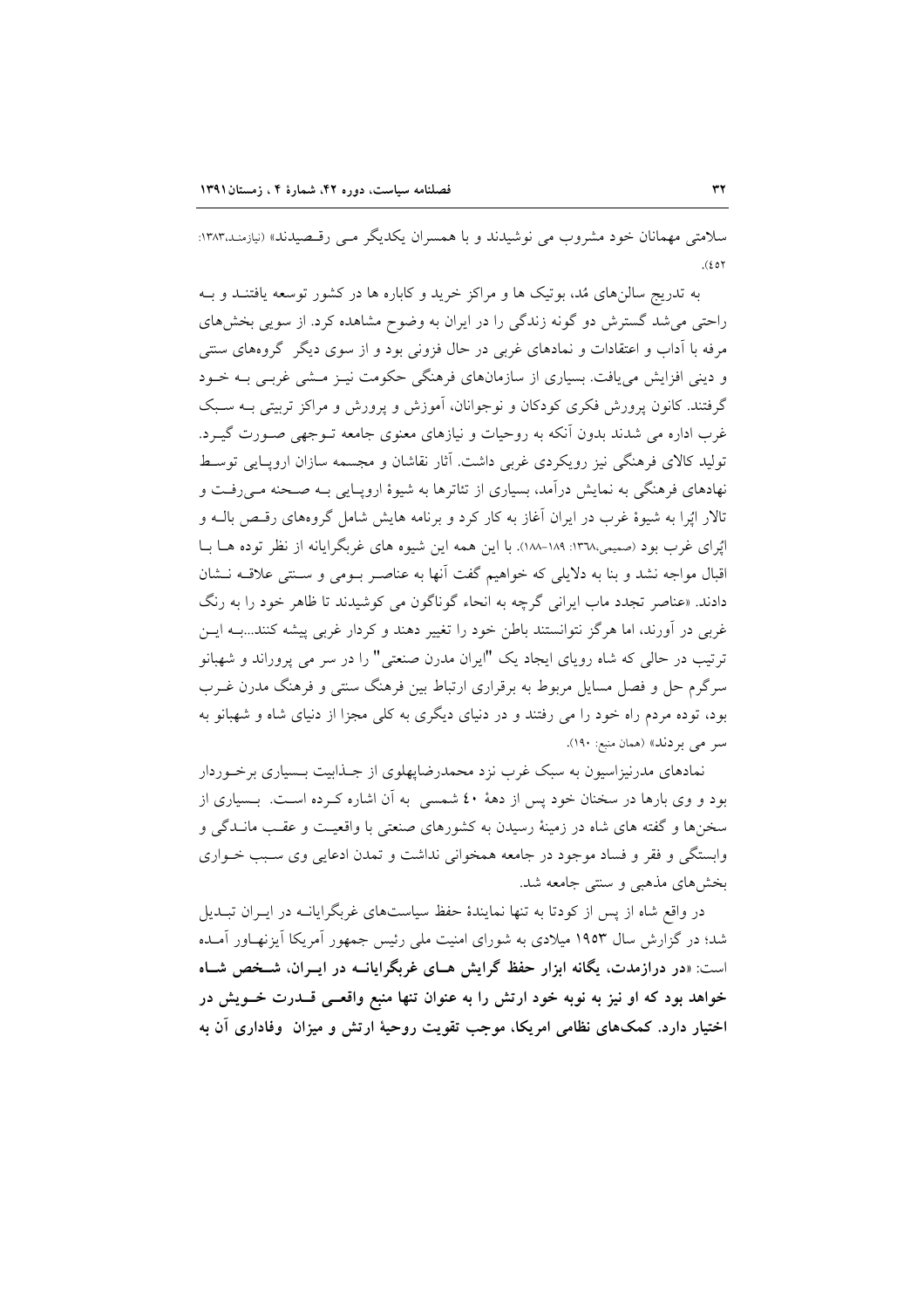سلامتی مهمانان خود مشروب می نوشیدند و با همسران یکدیگر مـی رقـصیدند» (نیازمنـد،۱۳۸۳: ٤٥٢).

به تدریج سالن‌های مُد، بوتیک ها و مراکز خرید و کاباره ها در کشور توسعه یافتنـد و بـه راحتی می‌شد گسترش دو گونه زندگی را در ایران به وضوح مشاهده کرد. از سویی بخش‌های مرفه با آداب و اعتقادات و نمادهای غربی در حال فزونی بود و از سوی دیگر گروه‌های سنتی و دینی افزایش می‌یافت. بسیاری از سازمان‌های فرهنگی حکومت نیـز مـشی غربـی بـه خـود گرفتند. کانون پرورش فکری کودکان و نوجوانان، آموزش و پرورش و مراکز تربیتی بـه سـبک غرب اداره می شدند بدون آنکه به روحیات و نیازهای معنوی جامعه تـوجهی صـورت گیـرد. تولید کالای فرهنگی نیز رویکردی غربی داشت. آثار نقاشان و مجسمه سازان اروپـایی توسـط نهادهای فرهنگی به نمایش درآمد، بسیاری از تئاترها به شیوهٔ اروپـایی بـه صـحنه مـی‌رفـت و تالار اپُرا به شیوهٔ غرب در ایران آغاز به کار کرد و برنامه هایش شامل گروه‌های رقـص بالـه و اپرای غرب بود (صمیمی،۱۳٦۸: ۱۸۹-۱۸۸). با این همه این شیوه های غربگرایانه از نظر توده هـا بـا اقبال مواجه نشد و بنا به دلایلی که خواهیم گفت آنها به عناصـر بـومی و سـنتی علاقـه نـشان دادند. «عناصر تجدد ماب ایرانی گرچه به انحاء گوناگون می کوشیدند تا ظاهر خود را به رنگ غربی در آورند، اما هرگز نتوانستند باطن خود را تغییر دهند و کردار غربی پیشه کنند...بـه ایـن ترتیب در حالی که شاه رویای ایجاد یک "ایران مدرن صنعتی" را در سر می پروراند و شهبانو سرگرم حل و فصل مسایل مربوط به برقراری ارتباط بین فرهنگ سنتی و فرهنگ مدرن غـرب بود، توده مردم راه خود را می رفتند و در دنیای دیگری به کلی مجزا از دنیای شاه و شهبانو به سر می بردند» (همان منبع: ۱۹۰).

نمادهای مدرنیزاسیون به سبک غرب نزد محمدرضاپهلوی از جـذابیت بـسیاری برخـوردار بود و وی بارها در سخنان خود پس از دههٔ ٤٠ شمسی به آن اشاره کـرده اسـت. بـسیاری از سخن‌ها و گفته های شاه در زمینهٔ رسیدن به کشورهای صنعتی با واقعیـت و عقـب مانـدگی و وابستگی و فقر و فساد موجود در جامعه همخوانی نداشت و تمدن ادعایی وی سـبب خـواری بخش‌های مذهبی و سنتی جامعه شد.

در واقع شاه از پس از کودتا به تنها نمایندهٔ حفظ سیاست‌های غربگرایانـه در ایـران تبـدیل شد؛ در گزارش سال ۱۹۵۳ میلادی به شورای امنیت ملی رئیس جمهور آمریکا آیزنهـاور آمـده است: **«در درازمدت، یگانه ابزار حفظ گرایش هـای غربگرایانـه در ایـران، شـخص شـاه خواهد بود که او نیز به نوبه خود ارتش را به عنوان تنها منبع واقعـی قـدرت خـویش در اختیار دارد. کمک‌های نظامی امریکا، موجب تقویت روحیهٔ ارتش و میزان وفاداری آن به**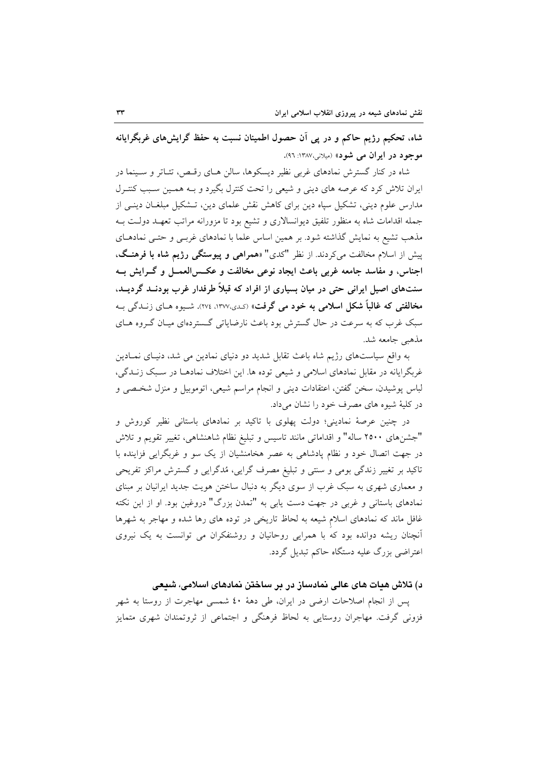**شاه، تحکیم رژیم حاکم و در پی آن حصول اطمینان نسبت به حفظ گرایش‌های غربگرایانه موجود در ایران می شود»** (میلانی،۱۳۸۷: ۹۶).

شاه در کنار گسترش نمادهای غربی نظیر دیسکوها، سالن هـای رقـص، تئـاتر و سـینما در ایران تلاش کرد که عرصه های دینی و شیعی را تحت کنترل بگیرد و بـه همـین سـبب کنتـرل مدارس علوم دینی، تشکیل سپاه دین برای کاهش نقش علمای دین، تـشکیل مبلغـان دینـی از جمله اقدامات شاه به منظور تلفیق دیوانسالاری و تشیع بود تا مزورانه مراتب تعهـد دولـت بـه مذهب تشیع به نمایش گذاشته شود. بر همین اساس علما با نمادهای غربـی و حتـی نمادهـای پیش از اسلام مخالفت می‌کردند. از نظر "کدی" **«همراهی و پیوستگی رژیم شاه با فرهنـگ، اجناس، و مفاسد جامعه غربی باعث ایجاد نوعی مخالفت و عکـس‌العمـل و گـرایش بـه سنت‌های اصیل ایرانی حتی در میان بسیاری از افراد که قبلاً طرفدار غرب بودنـد گردیـد، مخالفتی که غالباً شکل اسلامی به خود می گرفت»** (کدی،۱۳۷۷، ۲۷٤). شـیوه هـای زنـدگی بـه سبک غرب که به سرعت در حال گسترش بود باعث نارضایاتی گـسترده‌ای میـان گـروه هـای مذهبی جامعه شد.

به واقع سیاست‌های رژیم شاه باعث تقابل شدید دو دنیای نمادین می شد، دنیـای نمـادین غربگرایانه در مقابل نمادهای اسلامی و شیعی توده ها. این اختلاف نمادهـا در سـبک زنـدگی، لباس پوشیدن، سخن گفتن، اعتقادات دینی و انجام مراسم شیعی، اتوموبیل و منزل شخـصی و در کلیهٔ شیوه های مصرف خود را نشان می‌داد.

در چنین عرصهٔ نمادینی؛ دولت پهلوی با تاکید بر نمادهای باستانی نظیر کوروش و "جشن‌های ۲۵۰۰ ساله" و اقداماتی مانند تاسیس و تبلیغ نظام شاهنشاهی، تغییر تقویم و تلاش در جهت اتصال خود و نظام پادشاهی به عصر هخامنشیان از یک سو و غربگرایی فزاینده با تاکید بر تغییر زندگی بومی و سنتی و تبلیغ مصرف گرایی، مُدگرایی و گسترش مراکز تفریحی و معماری شهری به سبک غرب از سوی دیگر به دنبال ساختن هویت جدید ایرانیان بر مبنای نمادهای باستانی و غربی در جهت دست یابی به "تمدن بزرگ" دروغین بود. او از این نکته غافل ماند که نمادهای اسلامِ شیعه به لحاظ تاریخی در توده های رها شده و مهاجر به شهرها آنچنان ریشه دوانده بود که با همرایی روحانیان و روشنفکران می توانست به یک نیروی اعتراضی بزرگ علیه دستگاه حاکم تبدیل گردد.

### د) تلاش هیات های عالی نمادساز در بر ساختن نمادهای اسلامی، شیعی

پس از انجام اصلاحات ارضی در ایران، طی دههٔ ٤٠ شمسی مهاجرت از روستا به شهر فزونی گرفت. مهاجران روستایی به لحاظ فرهنگی و اجتماعی از ثروتمندان شهری متمایز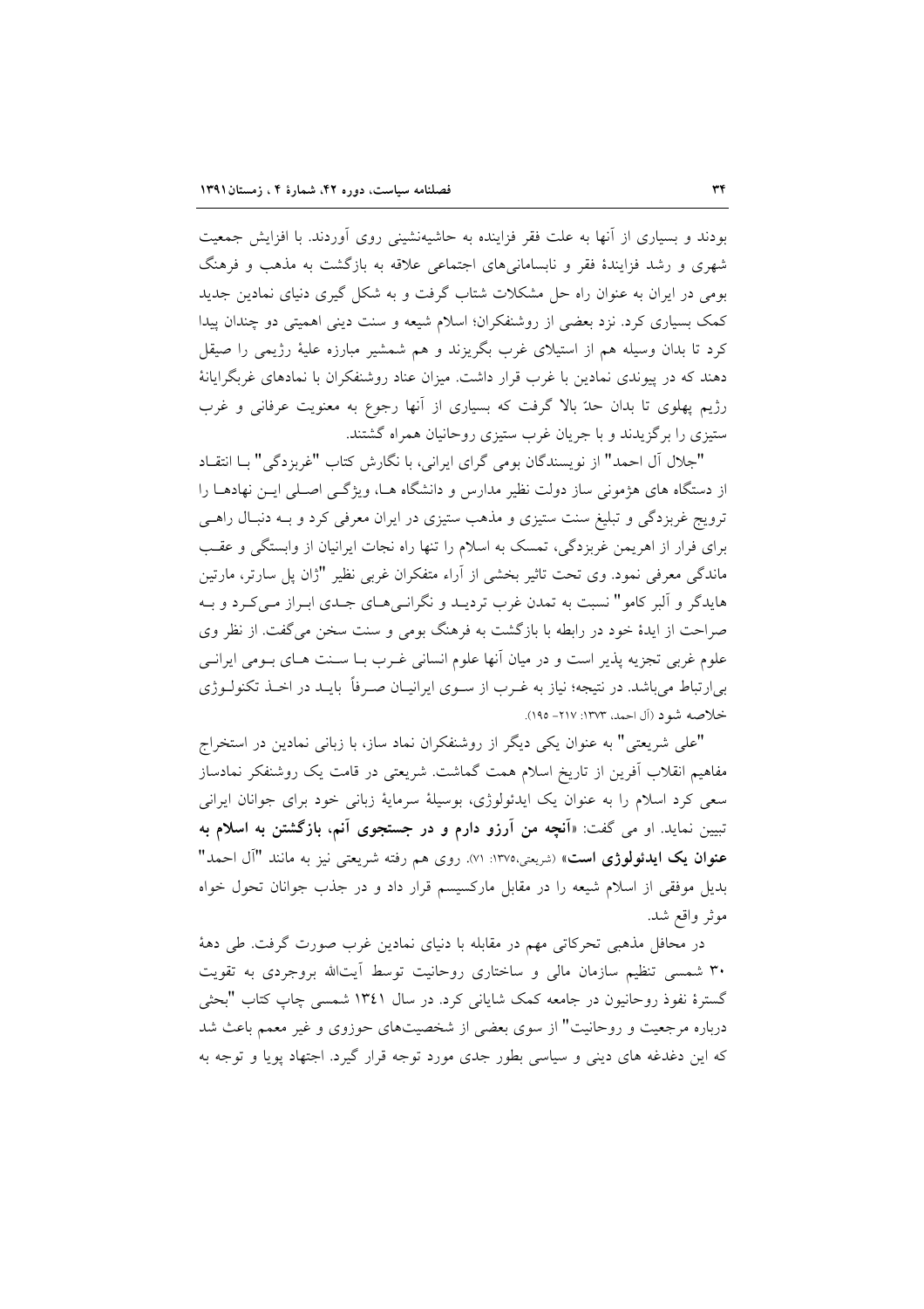بودند و بسیاری از آنها به علت فقر فزاینده به حاشیه‌نشینی روی آوردند. با افزایش جمعیت شهری و رشد فزایندهٔ فقر و نابسامانی‌های اجتماعی علاقه به بازگشت به مذهب و فرهنگ بومی در ایران به عنوان راه حل مشکلات شتاب گرفت و به شکل گیری دنیای نمادین جدید کمک بسیاری کرد. نزد بعضی از روشنفکران؛ اسلام شیعه و سنت دینی اهمیتی دو چندان پیدا کرد تا بدان وسیله هم از استیلای غرب بگریزند و هم شمشیر مبارزه علیهٔ رژیمی را صیقل دهند که در پیوندی نمادین با غرب قرار داشت. میزان عناد روشنفکران با نمادهای غربگرایانهٔ رژیم پهلوی تا بدان حدّ بالا گرفت که بسیاری از آنها رجوع به معنویت عرفانی و غرب ستیزی را برگزیدند و با جریان غرب ستیزی روحانیان همراه گشتند.

"جلال آل احمد" از نویسندگان بومی گرای ایرانی، با نگارش کتاب "غربزدگی" بـا انتقـاد از دستگاه های هژمونی ساز دولت نظیر مدارس و دانشگاه هـا، ویژگـی اصـلی ایـن نهادهـا را ترویج غربزدگی و تبلیغ سنت ستیزی و مذهب ستیزی در ایران معرفی کرد و بـه دنبـال راهـی برای فرار از اهریمن غربزدگی، تمسک به اسلام را تنها راه نجات ایرانیان از وابستگی و عقـب ماندگی معرفی نمود. وی تحت تاثیر بخشی از آراء متفکران غربی نظیر "ژان پل سارتر، مارتین هایدگر و آلبر کامو" نسبت به تمدن غرب تردیـد و نگرانـی‌هـای جـدی ابـراز مـی‌کـرد و بـه صراحت از ایدهٔ خود در رابطه با بازگشت به فرهنگ بومی و سنت سخن می‌گفت. از نظر وی علوم غربی تجزیه پذیر است و در میان آنها علوم انسانی غـرب بـا سـنت هـای بـومی ایرانـی بی‌ارتباط می‌باشد. در نتیجه؛ نیاز به غـرب از سـوی ایرانیـان صـرفاً بایـد در اخـذ تکنولـوژی خلاصه شود (آل احمد، ۱۳۷۳: ۲۱۷- ۱۹۵).

"علی شریعتی" به عنوان یکی دیگر از روشنفکران نماد ساز، با زبانی نمادین در استخراج مفاهیم انقلاب آفرین از تاریخ اسلام همت گماشت. شریعتی در قامت یک روشنفکر نمادساز سعی کرد اسلام را به عنوان یک ایدئولوژی، بوسیلهٔ سرمایهٔ زبانی خود برای جوانان ایرانی تبیین نماید. او می گفت: «**آنچه من آرزو دارم و در جستجوی آنم، بازگشتن به اسلام به عنوان یک ایدئولوژی است**» (شریعتی،۱۳۷۵: ۷۱). روی هم رفته شریعتی نیز به مانند "آل احمد" بدیل موفقی از اسلام شیعه را در مقابل مارکسیسم قرار داد و در جذب جوانان تحول خواه موثر واقع شد.

در محافل مذهبی تحرکاتی مهم در مقابله با دنیای نمادین غرب صورت گرفت. طی دههٔ ۳۰ شمسی تنظیم سازمان مالی و ساختاری روحانیت توسط آیت‌الله بروجردی به تقویت گسترهٔ نفوذ روحانیون در جامعه کمک شایانی کرد. در سال ۱۳۴۱ شمسی چاپ کتاب "بحثی درباره مرجعیت و روحانیت" از سوی بعضی از شخصیت‌های حوزوی و غیر معمم باعث شد که این دغدغه های دینی و سیاسی بطور جدی مورد توجه قرار گیرد. اجتهاد پویا و توجه به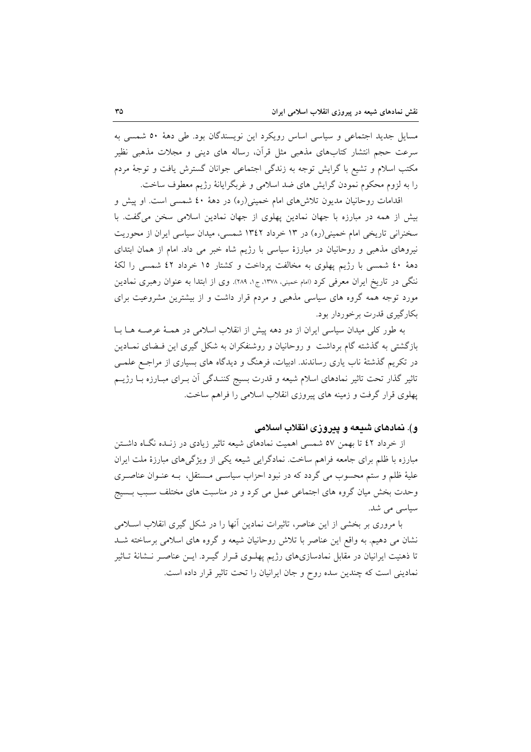مسایل جدید اجتماعی و سیاسی اساس رویکرد این نویسندگان بود. طی دهۀ ۵۰ شمسی به سرعت حجم انتشار کتاب‌های مذهبی مثل قرآن، رساله های دینی و مجلات مذهبی نظیر مکتب اسلام و تشیع با گرایش توجه به زندگی اجتماعی جوانان گسترش یافت و توجهٔ مردم را به لزوم محکوم نمودن گرایش های ضد اسلامی و غربگرایانۀ رژیم معطوف ساخت.

اقدامات روحانیان مدیون تلاش‌های امام خمینی(ره) در دهۀ ٤٠ شمسی است. او پیش و بیش از همه در مبارزه با جهان نمادین پهلوی از جهان نمادین اسلامی سخن می‌گفت. با سخنرانی تاریخی امام خمینی(ره) در ١٣ خرداد ١٣٤٢ شمسی، میدان سیاسی ایران از محوریت نیروهای مذهبی و روحانیان در مبارزۀ سیاسی با رژیم شاه خبر می داد. امام از همان ابتدای دهۀ ٤٠ شمسی با رژیم پهلوی به مخالفت پرداخت و کشتار ١٥ خرداد ٤٢ شمسی را لکۀ ننگی در تاریخ ایران معرفی کرد (امام خمینی، ١٣٧٨، ج١، ٢٨٩). وی از ابتدا به عنوان رهبری نمادین مورد توجه همه گروه های سیاسی مذهبی و مردم قرار داشت و از بیشترین مشروعیت برای بکارگیری قدرت برخوردار بود.

به طور کلی میدان سیاسی ایران از دو دهه پیش از انقلاب اسلامی در همۀ عرصه ها با بازگشتی به گذشته گام برداشت و روحانیان و روشنفکران به شکل گیری این فضای نمادین در تکریم گذشتۀ ناب یاری رساندند. ادبیات، فرهنگ و دیدگاه های بسیاری از مراجع علمی تاثیر گذار تحت تاثیر نمادهای اسلام شیعه و قدرت بسیج کنندگی آن برای مبارزه با رژیم پهلوی قرار گرفت و زمینه های پیروزی انقلاب اسلامی را فراهم ساخت.

### و). نمادهای شیعه و پیروزی انقلاب اسلامی

از خرداد ٤٢ تا بهمن ٥٧ شمسی اهمیت نمادهای شیعه تاثیر زیادی در زنده نگاه داشتن مبارزه با ظلم برای جامعه فراهم ساخت. نمادگرایی شیعه یکی از ویژگی‌های مبارزۀ ملت ایران علیۀ ظلم و ستم محسوب می گردد که در نبود احزاب سیاسی مستقل، به عنوان عناصری وحدت بخش میان گروه های اجتماعی عمل می کرد و در مناسبت های مختلف سبب بسیج سیاسی می شد.

با مروری بر بخشی از این عناصر، تاثیرات نمادین آنها را در شکل گیری انقلاب اسلامی نشان می دهیم. به واقع این عناصر با تلاش روحانیان شیعه و گروه های اسلامی برساخته شد تا ذهنیت ایرانیان در مقابل نمادسازی‌های رژیم پهلوی قرار گیرد. این عناصر نشانۀ تاثیر نمادینی است که چندین سده روح و جان ایرانیان را تحت تاثیر قرار داده است.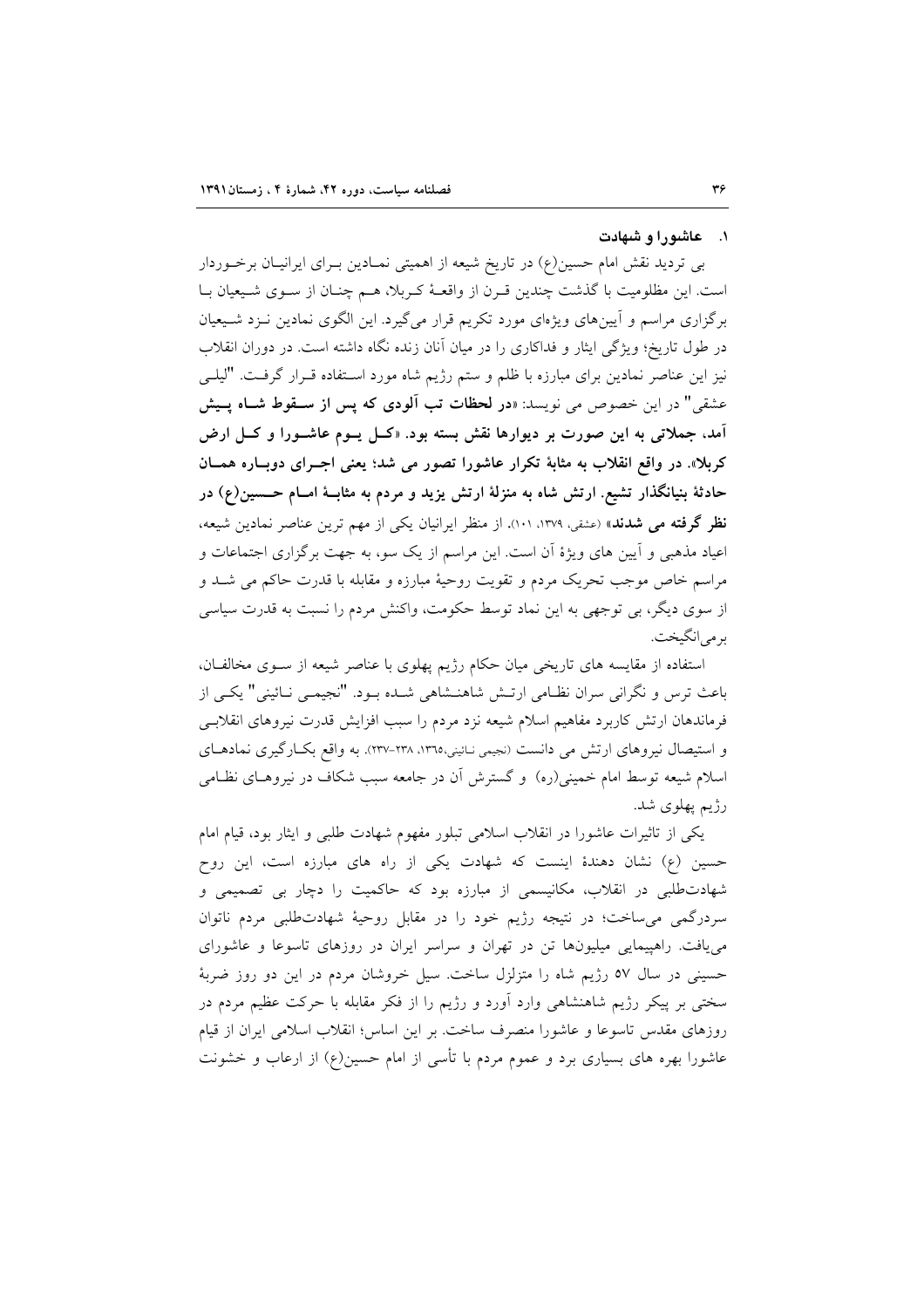### ۱. عاشورا و شهادت

بی تردید نقش امام حسین(ع) در تاریخ شیعه از اهمیتی نمادین برای ایرانیان برخوردار است. این مظلومیت با گذشت چندین قرن از واقعهٔ کربلا، هم چنان از سوی شیعیان با برگزاری مراسم و آیین‌های ویژه‌ای مورد تکریم قرار می‌گیرد. این الگوی نمادین نزد شیعیان در طول تاریخ؛ ویژگی ایثار و فداکاری را در میان آنان زنده نگاه داشته است. در دوران انقلاب نیز این عناصر نمادین برای مبارزه با ظلم و ستم رژیم شاه مورد استفاده قرار گرفت. "لیلی عشقی" در این خصوص می نویسد: «**در لحظات تب آلودی که پس از سقوط شاه پیش آمد، جملاتی به این صورت بر دیوارها نقش بسته بود. «کل یوم عاشورا و کل ارض کربلا». در واقع انقلاب به مثابهٔ تکرار عاشورا تصور می شد؛ یعنی اجرای دوباره همان حادثهٔ بنیانگذار تشیع. ارتش شاه به منزلهٔ ارتش یزید و مردم به مثابهٔ امام حسین(ع) در نظر گرفته می شدند**» (عشقی، ۱۳۷۹، ۱۰۱). از منظر ایرانیان یکی از مهم ترین عناصر نمادین شیعه، اعیاد مذهبی و آیین های ویژهٔ آن است. این مراسم از یک سو، به جهت برگزاری اجتماعات و مراسم خاص موجب تحریک مردم و تقویت روحیهٔ مبارزه و مقابله با قدرت حاکم می شد و از سوی دیگر، بی توجهی به این نماد توسط حکومت، واکنش مردم را نسبت به قدرت سیاسی برمی‌انگیخت.

استفاده از مقایسه های تاریخی میان حکام رژیم پهلوی با عناصر شیعه از سوی مخالفان، باعث ترس و نگرانی سران نظامی ارتش شاهنشاهی شده بود. "نجیمی نائینی" یکی از فرماندهان ارتش کاربرد مفاهیم اسلام شیعه نزد مردم را سبب افزایش قدرت نیروهای انقلابی و استیصال نیروهای ارتش می دانست (نجیمی نائینی،۱۳۶۵، ۲۳۸-۲۳۷). به واقع بکارگیری نمادهای اسلام شیعه توسط امام خمینی(ره) و گسترش آن در جامعه سبب شکاف در نیروهای نظامی رژیم پهلوی شد.

یکی از تاثیرات عاشورا در انقلاب اسلامی تبلور مفهوم شهادت طلبی و ایثار بود، قیام امام حسین (ع) نشان دهندهٔ اینست که شهادت یکی از راه های مبارزه است، این روح شهادت‌طلبی در انقلاب، مکانیسمی از مبارزه بود که حاکمیت را دچار بی تصمیمی و سردرگمی می‌ساخت؛ در نتیجه رژیم خود را در مقابل روحیهٔ شهادت‌طلبی مردم ناتوان می‌یافت. راهپیمایی میلیون‌ها تن در تهران و سراسر ایران در روزهای تاسوعا و عاشورای حسینی در سال ۵۷ رژیم شاه را متزلزل ساخت. سیل خروشان مردم در این دو روز ضربهٔ سختی بر پیکر رژیم شاهنشاهی وارد آورد و رژیم را از فکر مقابله با حرکت عظیم مردم در روزهای مقدس تاسوعا و عاشورا منصرف ساخت. بر این اساس؛ انقلاب اسلامی ایران از قیام عاشورا بهره های بسیاری برد و عموم مردم با تأسی از امام حسین(ع) از ارعاب و خشونت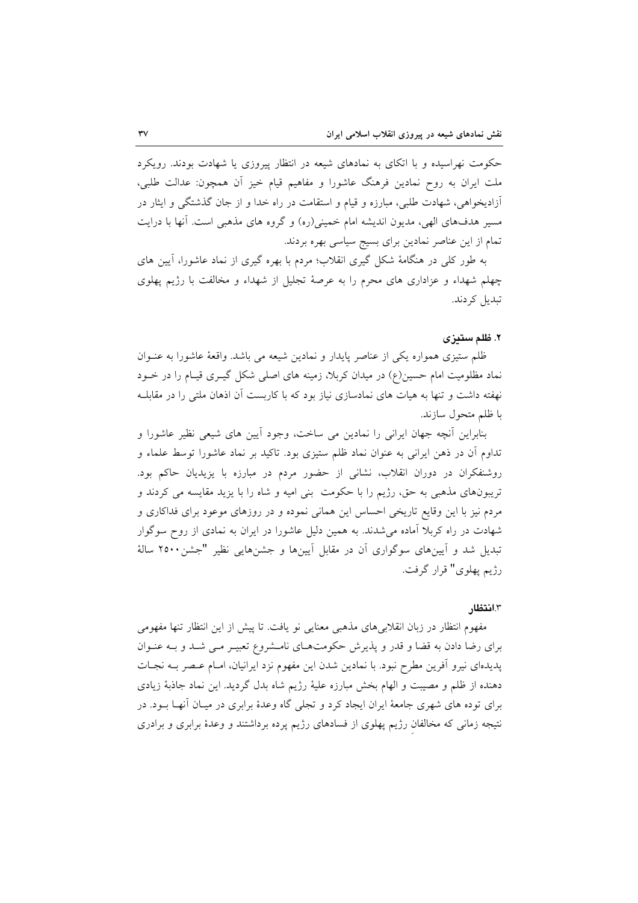حکومت نهراسیده و با اتکای به نمادهای شیعه در انتظار پیروزی یا شهادت بودند. رویکرد ملت ایران به روح نمادین فرهنگ عاشورا و مفاهیم قیام خیز آن همچون: عدالت طلبی، آزادیخواهی، شهادت طلبی، مبارزه و قیام و استقامت در راه خدا و از جان گذشتگی و ایثار در مسیر هدف‌های الهی، مدیون اندیشه امام خمینی(ره) و گروه های مذهبی است. آنها با درایت تمام از این عناصر نمادین برای بسیج سیاسی بهره بردند.

به طور کلی در هنگامهٔ شکل گیری انقلاب؛ مردم با بهره گیری از نماد عاشورا، آیین های چهلم شهداء و عزاداری های محرم را به عرصهٔ تجلیل از شهداء و مخالفت با رژیم پهلوی تبدیل کردند.

### ۲. ظلم ستیزی

ظلم ستیزی همواره یکی از عناصر پایدار و نمادین شیعه می باشد. واقعهٔ عاشورا به عنوان نماد مظلومیت امام حسین(ع) در میدان کربلا، زمینه های اصلی شکل گیری قیام را در خود نهفته داشت و تنها به هیات های نمادسازی نیاز بود که با کاربست آن اذهان ملتی را در مقابله با ظلم متحول سازند.

بنابراین آنچه جهان ایرانی را نمادین می ساخت، وجود آیین های شیعی نظیر عاشورا و تداوم آن در ذهن ایرانی به عنوان نماد ظلم ستیزی بود. تاکید بر نماد عاشورا توسط علماء و روشنفکران در دوران انقلاب، نشانی از حضور مردم در مبارزه با یزیدیان حاکم بود. تریبون‌های مذهبی به حق، رژیم را با حکومت بنی امیه و شاه را با یزید مقایسه می کردند و مردم نیز با این وقایع تاریخی احساس این همانی نموده و در روزهای موعود برای فداکاری و شهادت در راه کربلا آماده می‌شدند. به همین دلیل عاشورا در ایران به نمادی از روح سوگوار تبدیل شد و آیین‌های سوگواری آن در مقابل آیین‌ها و جشن‌هایی نظیر "جشن۲۵۰۰ سالهٔ رژیم پهلوی" قرار گرفت.

### ۳.انتظار

مفهوم انتظار در زبان انقلابی‌های مذهبی معنایی نو یافت. تا پیش از این انتظار تنها مفهومی برای رضا دادن به قضا و قدر و پذیرش حکومت‌های نامشروع تعبیر می شد و به عنوان پدیده‌ای نیرو آفرین مطرح نبود. با نمادین شدن این مفهوم نزد ایرانیان، امام عصر به نجات دهنده از ظلم و مصیبت و الهام بخش مبارزه علیهٔ رژیم شاه بدل گردید. این نماد جاذبهٔ زیادی برای توده های شهری جامعهٔ ایران ایجاد کرد و تجلی گاه وعدهٔ برابری در میان آنها بود. در نتیجه زمانی که مخالفانِ رژیم پهلوی از فسادهای رژیم پرده برداشتند و وعدهٔ برابری و برادری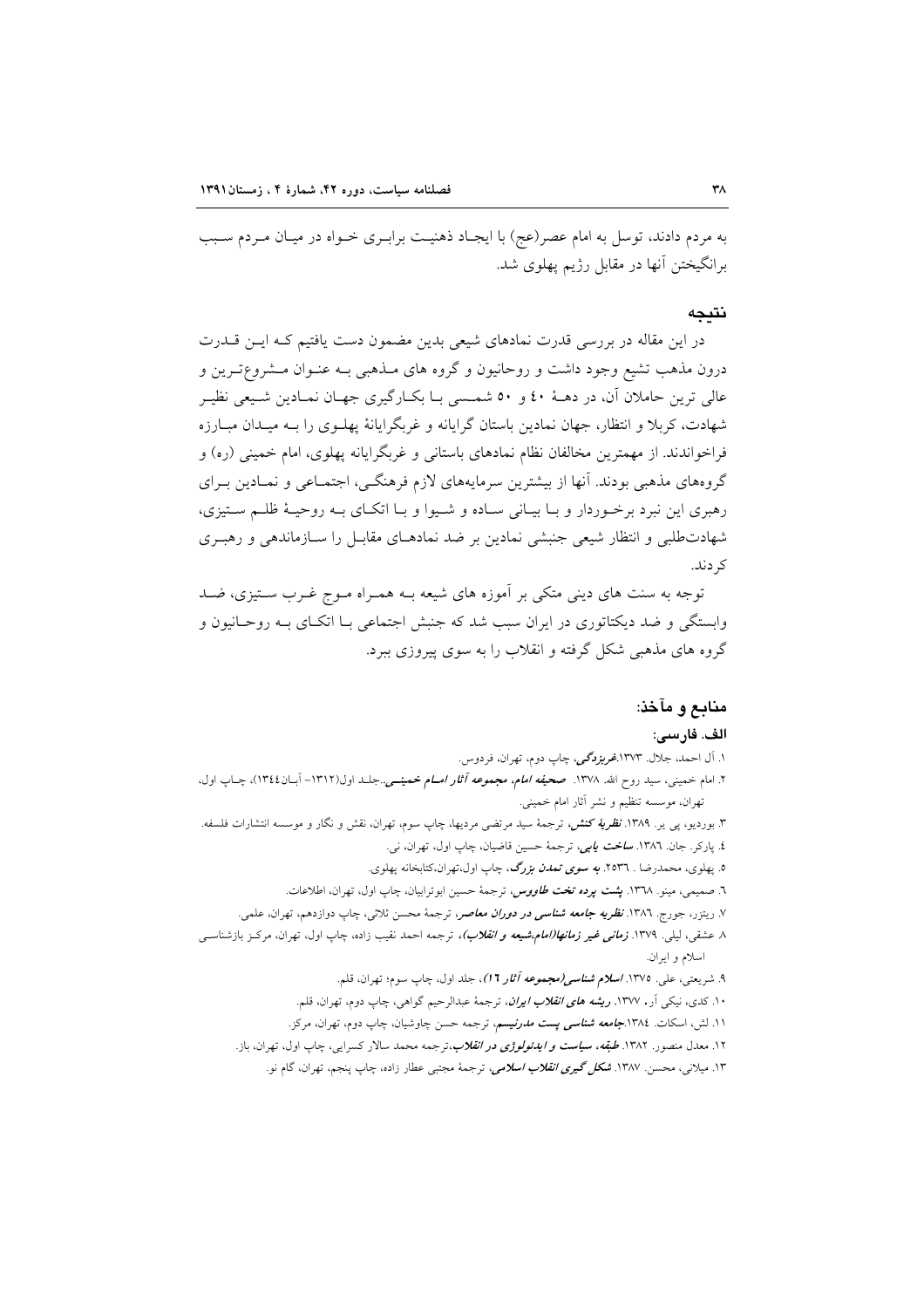به مردم دادند، توسل به امام عصر(عج) با ایجاد ذهنیت برابری خواه در میان مردم سبب برانگیختن آنها در مقابل رژیم پهلوی شد.

## نتیجه

در این مقاله در بررسی قدرت نمادهای شیعی بدین مضمون دست یافتیم که این قدرت درون مذهب تشیع وجود داشت و روحانیون و گروه های مذهبی به عنوان مشروع‌ترین و عالی ترین حاملان آن، در دهۀ ٤٠ و ٥٠ شمسی با بکارگیری جهان نمادین شیعی نظیر شهادت، کربلا و انتظار، جهان نمادین باستان گرایانه و غربگرایانۀ پهلوی را به میدان مبارزه فراخواندند. از مهمترین مخالفان نظام نمادهای باستانی و غربگرایانه پهلوی، امام خمینی (ره) و گروه‌های مذهبی بودند. آنها از بیشترین سرمایه‌های لازم فرهنگی، اجتماعی و نمادین برای رهبری این نبرد برخوردار و با بیانی ساده و شیوا و با اتکای به روحیۀ ظلم ستیزی، شهادت‌طلبی و انتظار شیعی جنبشی نمادین بر ضد نمادهای مقابل را سازماندهی و رهبری کردند.

توجه به سنت های دینی متکی بر آموزه های شیعه به همراه موج غرب ستیزی، ضد وابستگی و ضد دیکتاتوری در ایران سبب شد که جنبش اجتماعی با اتکای به روحانیون و گروه های مذهبی شکل گرفته و انقلاب را به سوی پیروزی ببرد.

## منابع و مآخذ:

### الف. فارسی:

١. آل احمد، جلال. ١٣٧٣.***غربزدگی***، چاپ دوم، تهران، فردوس.

٢. امام خمینی، سید روح الله. ١٣٧٨. ***صحیفه امام، مجموعه آثار امام خمینی***..جلد اول(١٣١٢– آبان١٣٤٤)، چاپ اول، تهران، موسسه تنظیم و نشر آثار امام خمینی.

٣. بوردیو، پی یر. ١٣٨٩. ***نظریۀ کنش***، ترجمۀ سید مرتضی مردیها، چاپ سوم، تهران، نقش و نگار و موسسه انتشارات فلسفه.

٤. پارکر. جان. ١٣٨٦. ***ساخت یابی***، ترجمۀ حسین قاضیان، چاپ اول، تهران، نی.

٥. پهلوی، محمدرضا . ٢٥٣٦. ***به سوی تمدن بزرگ***، چاپ اول،تهران،کتابخانه پهلوی.

٦. صمیمی، مینو. ١٣٦٨. ***پشت پرده تخت طاووس***، ترجمۀ حسین ابوترابیان، چاپ اول، تهران، اطلاعات.

٧. ریتزر، جورج. ١٣٨٦. ***نظریه جامعه شناسی در دوران معاصر***، ترجمۀ محسن ثلاثی، چاپ دوازدهم، تهران، علمی.

٨ عشقی، لیلی. ١٣٧٩. ***زمانی غیر زمانها(امام،شیعه و انقلاب)***، ترجمه احمد نقیب زاده، چاپ اول، تهران، مرکز بازشناسی اسلام و ایران.

٩. شریعتی، علی. ١٣٧٥. ***اسلام شناسی(مجموعه آثار ١٦)***، جلد اول، چاپ سوم؛ تهران، قلم.

١٠. کدی، نیکی آر. ١٣٧٧. ***ریشه های انقلاب ایران***، ترجمۀ عبدالرحیم گواهی، چاپ دوم، تهران، قلم.

١١. لش، اسکات. ١٣٨٤.***جامعه شناسی پست مدرنیسم***، ترجمه حسن چاوشیان، چاپ دوم، تهران، مرکز.

١٢. معدل منصور. ١٣٨٢. ***طبقه، سیاست و ایدئولوژی در انقلاب***،ترجمه محمد سالار کسرایی، چاپ اول، تهران، باز.

١٣. میلانی، محسن. ١٣٨٧. ***شکل گیری انقلاب اسلامی***، ترجمۀ مجتبی عطار زاده، چاپ پنجم، تهران، گام نو.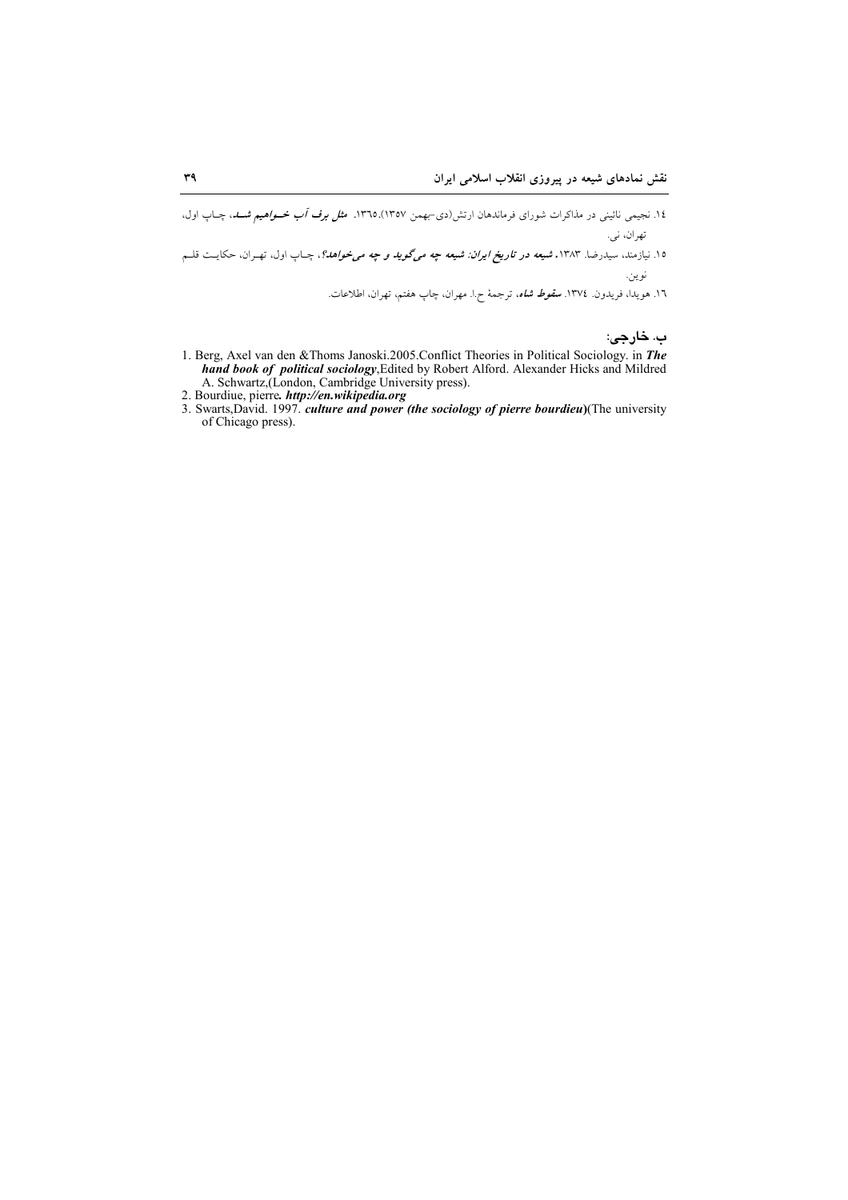۱۴. نجیمی نائینی در مذاکرات شورای فرماندهان ارتش(دی-بهمن ۱۳۵۷).۱۳٦۵. ***مثل برف آب خـواهیم شـد***، چـاپ اول، تهران، نی.

۱۵. نیازمند، سیدرضا. ۱۳۸۳. ***شیعه در تاریخ ایران: شیعه چه می‌گوید و چه می‌خواهد؟***، چـاپ اول، تهـران، حکایـت قلـم نوین.

۱٦. هویدا، فریدون. ۱۳۷٤. ***سقوط شاه***، ترجمهٔ ح.ا. مهران، چاپ هفتم، تهران، اطلاعات.

## ب. خارجی:

1. Berg, Axel van den &Thoms Janoski.2005.Conflict Theories in Political Sociology. in ***The hand book of political sociology***,Edited by Robert Alford. Alexander Hicks and Mildred A. Schwartz,(London, Cambridge University press).
2. Bourdiue, pierre***. http://en.wikipedia.org***
3. Swarts,David. 1997. ***culture and power (the sociology of pierre bourdieu)***(The university of Chicago press).